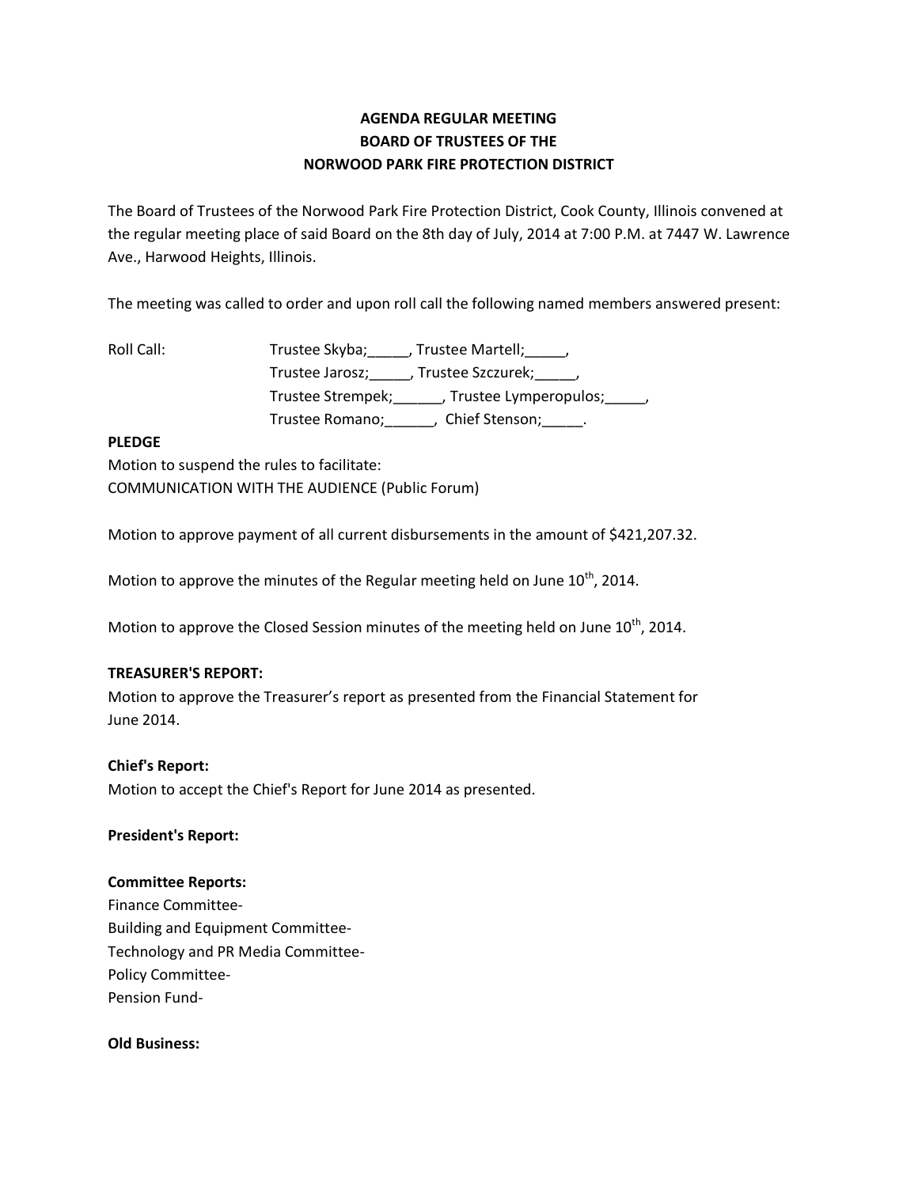**AGENDA REGULAR MEETING**
**BOARD OF TRUSTEES OF THE**
**NORWOOD PARK FIRE PROTECTION DISTRICT**

The Board of Trustees of the Norwood Park Fire Protection District, Cook County, Illinois convened at the regular meeting place of said Board on the 8th day of July, 2014 at 7:00 P.M. at 7447 W. Lawrence Ave., Harwood Heights, Illinois.

The meeting was called to order and upon roll call the following named members answered present:

Roll Call: Trustee Skyba;_____, Trustee Martell;_____,
Trustee Jarosz;_____, Trustee Szczurek;_____,
Trustee Strempek;______, Trustee Lymperopulos;_____,
Trustee Romano;______, Chief Stenson;_____.

**PLEDGE**

Motion to suspend the rules to facilitate:
COMMUNICATION WITH THE AUDIENCE (Public Forum)

Motion to approve payment of all current disbursements in the amount of $421,207.32.

Motion to approve the minutes of the Regular meeting held on June 10th, 2014.

Motion to approve the Closed Session minutes of the meeting held on June 10th, 2014.

**TREASURER'S REPORT:**

Motion to approve the Treasurer's report as presented from the Financial Statement for June 2014.

**Chief's Report:**

Motion to accept the Chief's Report for June 2014 as presented.

**President's Report:**

**Committee Reports:**

Finance Committee-
Building and Equipment Committee-
Technology and PR Media Committee-
Policy Committee-
Pension Fund-

**Old Business:**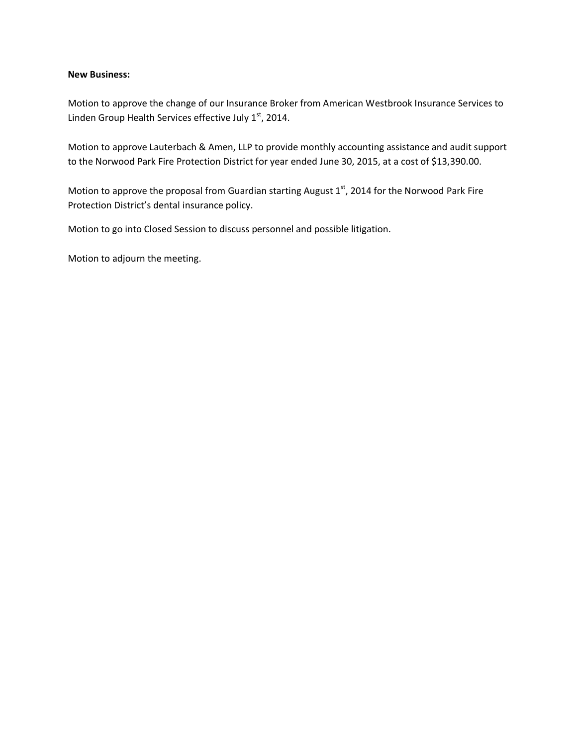**New Business:**

Motion to approve the change of our Insurance Broker from American Westbrook Insurance Services to Linden Group Health Services effective July 1st, 2014.

Motion to approve Lauterbach & Amen, LLP to provide monthly accounting assistance and audit support to the Norwood Park Fire Protection District for year ended June 30, 2015, at a cost of $13,390.00.

Motion to approve the proposal from Guardian starting August 1st, 2014 for the Norwood Park Fire Protection District's dental insurance policy.

Motion to go into Closed Session to discuss personnel and possible litigation.

Motion to adjourn the meeting.